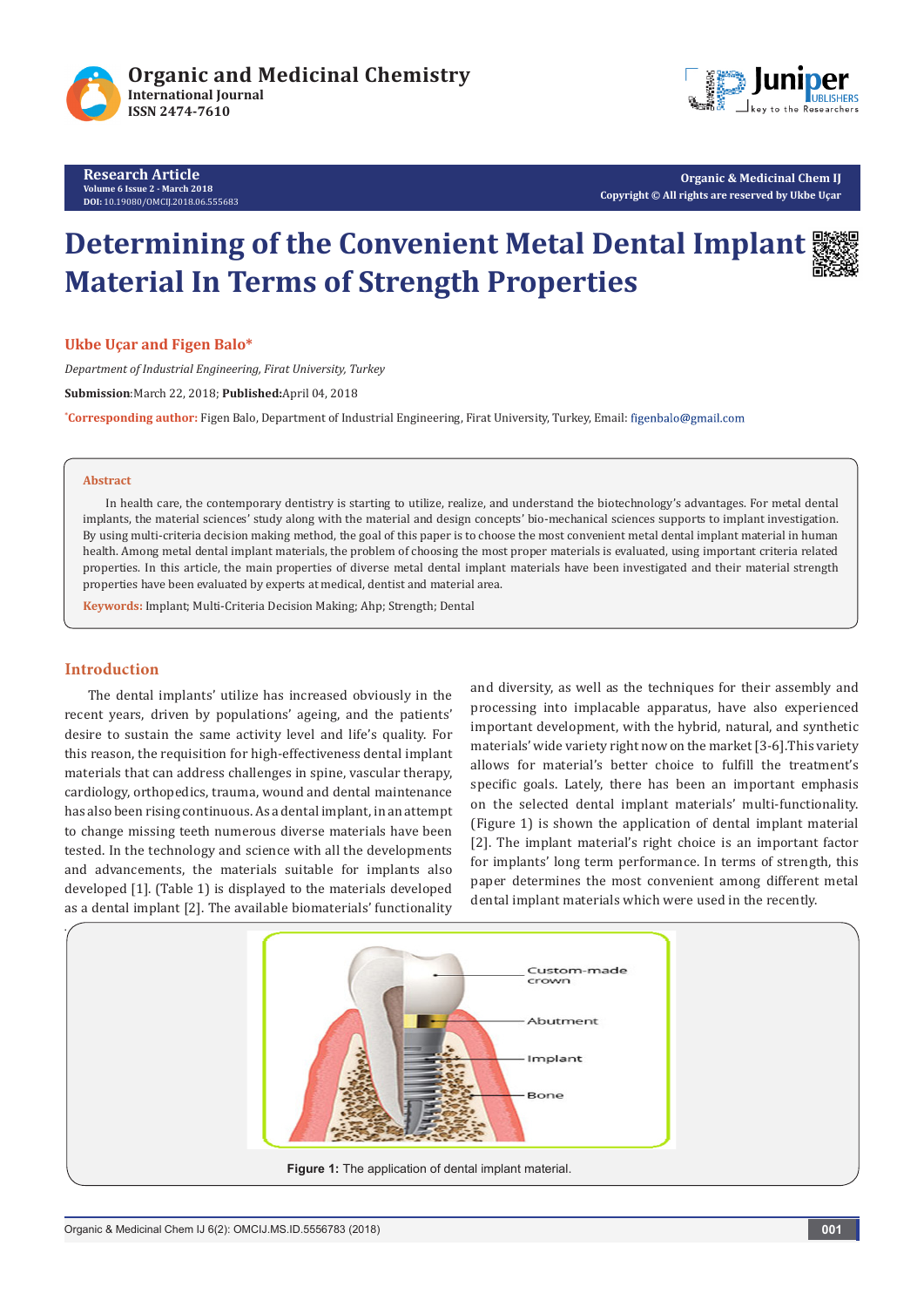# Determining of the Convenient Metal Dental Implant Material In Terms of Strength Properties

**Ukbe Uçar and Figen Balo***

*Department of Industrial Engineering, Firat University, Turkey*

**Submission**:March 22, 2018; **Published:**April 04, 2018

***Corresponding author:** Figen Balo, Department of Industrial Engineering, Firat University, Turkey, Email: figenbalo@gmail.com

## Abstract

In health care, the contemporary dentistry is starting to utilize, realize, and understand the biotechnology's advantages. For metal dental implants, the material sciences' study along with the material and design concepts' bio-mechanical sciences supports to implant investigation. By using multi-criteria decision making method, the goal of this paper is to choose the most convenient metal dental implant material in human health. Among metal dental implant materials, the problem of choosing the most proper materials is evaluated, using important criteria related properties. In this article, the main properties of diverse metal dental implant materials have been investigated and their material strength properties have been evaluated by experts at medical, dentist and material area.

**Keywords:** Implant; Multi-Criteria Decision Making; Ahp; Strength; Dental

## Introduction

The dental implants' utilize has increased obviously in the recent years, driven by populations' ageing, and the patients' desire to sustain the same activity level and life's quality. For this reason, the requisition for high-effectiveness dental implant materials that can address challenges in spine, vascular therapy, cardiology, orthopedics, trauma, wound and dental maintenance has also been rising continuous. As a dental implant, in an attempt to change missing teeth numerous diverse materials have been tested. In the technology and science with all the developments and advancements, the materials suitable for implants also developed [1]. (Table 1) is displayed to the materials developed as a dental implant [2]. The available biomaterials' functionality and diversity, as well as the techniques for their assembly and processing into implacable apparatus, have also experienced important development, with the hybrid, natural, and synthetic materials' wide variety right now on the market [3-6].This variety allows for material's better choice to fulfill the treatment's specific goals. Lately, there has been an important emphasis on the selected dental implant materials' multi-functionality. (Figure 1) is shown the application of dental implant material [2]. The implant material's right choice is an important factor for implants' long term performance. In terms of strength, this paper determines the most convenient among different metal dental implant materials which were used in the recently.

**Figure 1:** The application of dental implant material.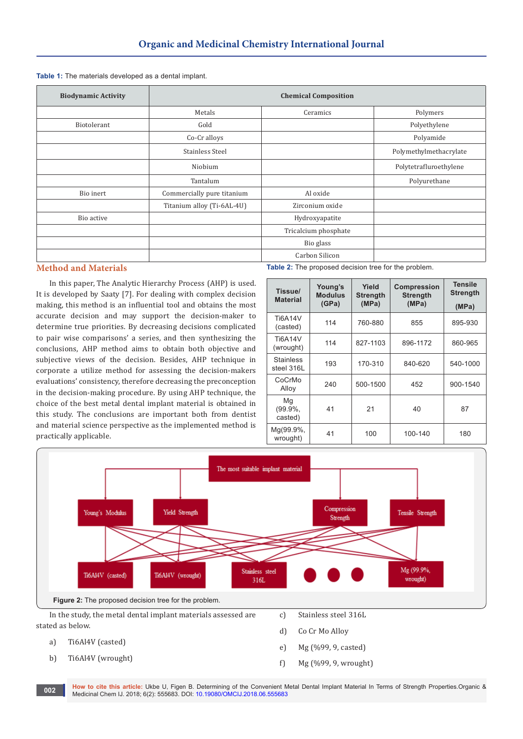**Table 1:** The materials developed as a dental implant.

| Biodynamic Activity | Chemical Composition | | |
|---|---|---|---|
| | Metals | Ceramics | Polymers |
| Biotolerant | Gold | | Polyethylene |
| | Co-Cr alloys | | Polyamide |
| | Stainless Steel | | Polymethylmethacrylate |
| | Niobium | | Polytetrafluroethylene |
| | Tantalum | | Polyurethane |
| Bio inert | Commercially pure titanium | Al oxide | |
| | Titanium alloy (Ti-6AL-4U) | Zirconium oxide | |
| Bio active | | Hydroxyapatite | |
| | | Tricalcium phosphate | |
| | | Bio glass | |
| | | Carbon Silicon | |

## Method and Materials

In this paper, The Analytic Hierarchy Process (AHP) is used. It is developed by Saaty [7]. For dealing with complex decision making, this method is an influential tool and the most accurate decision and may support the decision-maker to determine true priorities. By decreasing decisions complicated to pair wise comparisons' a series, and then synthesizing the conclusions, AHP method aims to obtain both objective and subjective views of the decision. Besides, AHP technique in corporate a utilize method for assessing the decision-makers evaluations' consistency, therefore decreasing the preconception in the decision-making procedure. By using AHP technique, the choice of the best metal dental implant material is obtained in this study. The conclusions are important both from dentist and material science perspective as the implemented method is practically applicable.

**Table 2:** The proposed decision tree for the problem.

| Tissue/ Material | Young's Modulus (GPa) | Yield Strength (MPa) | Compression Strength (MPa) | Tensile Strength (MPa) |
|---|---|---|---|---|
| Ti6A14V (casted) | 114 | 760-880 | 855 | 895-930 |
| Ti6A14V (wrought) | 114 | 827-1103 | 896-1172 | 860-965 |
| Stainless steel 316L | 193 | 170-310 | 840-620 | 540-1000 |
| CoCrMo Alloy | 240 | 500-1500 | 452 | 900-1540 |
| Mg (99.9%, casted) | 41 | 21 | 40 | 87 |
| Mg(99.9%, wrought) | 41 | 100 | 100-140 | 180 |

**Figure 2:** The proposed decision tree for the problem.

In the study, the metal dental implant materials assessed are stated as below.

a) Ti6Al4V (casted)

b) Ti6Al4V (wrought)

c) Stainless steel 316L

d) Co Cr Mo Alloy

e) Mg (%99, 9, casted)

f) Mg (%99, 9, wrought)

**How to cite this article:** Ukbe U, Figen B. Determining of the Convenient Metal Dental Implant Material In Terms of Strength Properties.Organic & Medicinal Chem IJ. 2018; 6(2): 555683. DOI: 10.19080/OMCIJ.2018.06.555683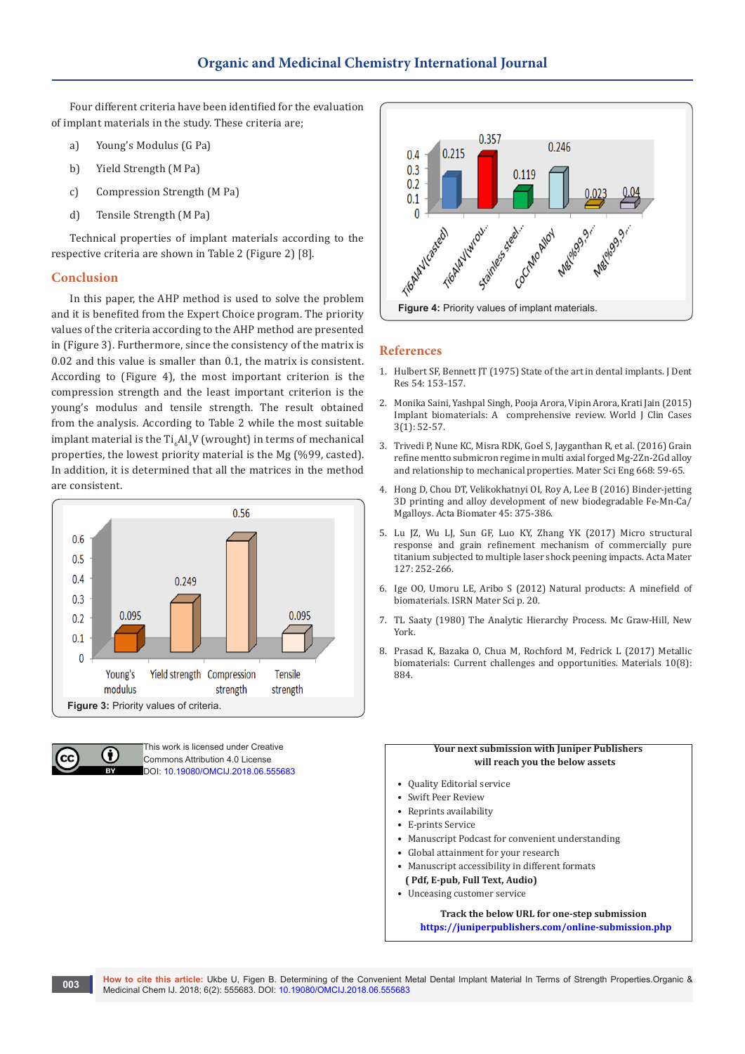Four different criteria have been identified for the evaluation of implant materials in the study. These criteria are;

a) Young's Modulus (G Pa)

b) Yield Strength (M Pa)

c) Compression Strength (M Pa)

d) Tensile Strength (M Pa)

Technical properties of implant materials according to the respective criteria are shown in Table 2 (Figure 2) [8].

## Conclusion

In this paper, the AHP method is used to solve the problem and it is benefited from the Expert Choice program. The priority values of the criteria according to the AHP method are presented in (Figure 3). Furthermore, since the consistency of the matrix is 0.02 and this value is smaller than 0.1, the matrix is consistent. According to (Figure 4), the most important criterion is the compression strength and the least important criterion is the young's modulus and tensile strength. The result obtained from the analysis. According to Table 2 while the most suitable implant material is the $Ti_6Al_4V$ (wrought) in terms of mechanical properties, the lowest priority material is the Mg (%99, casted). In addition, it is determined that all the matrices in the method are consistent.

0.6
0.5
0.4
0.3
0.2
0.1
0
0.095
0.249
0.56
0.095
Young's modulus
Yield strength
Compression strength
Tensile strength

**Figure 3:** Priority values of criteria.

0.4
0.3
0.2
0.1
0
0.215
0.357
0.119
0.246
0.023
0.04
Ti6Al4V(casted)
Ti6Al4V(wrou...
Stainless steel...
CoCrMo Alloy
Mg(%99,9,...
Mg(%99,9,...

**Figure 4:** Priority values of implant materials.

## References

1. Hulbert SF, Bennett JT (1975) State of the art in dental implants. J Dent Res 54: 153-157.
2. Monika Saini, Yashpal Singh, Pooja Arora, Vipin Arora, Krati Jain (2015) Implant biomaterials: A comprehensive review. World J Clin Cases 3(1): 52-57.
3. Trivedi P, Nune KC, Misra RDK, Goel S, Jayganthan R, et al. (2016) Grain refine mentto submicron regime in multi axial forged Mg-2Zn-2Gd alloy and relationship to mechanical properties. Mater Sci Eng 668: 59-65.
4. Hong D, Chou DT, Velikokhatnyi OI, Roy A, Lee B (2016) Binder-jetting 3D printing and alloy development of new biodegradable Fe-Mn-Ca/Mgalloys. Acta Biomater 45: 375-386.
5. Lu JZ, Wu LJ, Sun GF, Luo KY, Zhang YK (2017) Micro structural response and grain refinement mechanism of commercially pure titanium subjected to multiple laser shock peening impacts. Acta Mater 127: 252-266.
6. Ige OO, Umoru LE, Aribo S (2012) Natural products: A minefield of biomaterials. ISRN Mater Sci p. 20.
7. TL Saaty (1980) The Analytic Hierarchy Process. Mc Graw-Hill, New York.
8. Prasad K, Bazaka O, Chua M, Rochford M, Fedrick L (2017) Metallic biomaterials: Current challenges and opportunities. Materials 10(8): 884.

This work is licensed under Creative Commons Attribution 4.0 License
DOI: 10.19080/OMCIJ.2018.06.555683

**Your next submission with Juniper Publishers will reach you the below assets**

- Quality Editorial service
- Swift Peer Review
- Reprints availability
- E-prints Service
- Manuscript Podcast for convenient understanding
- Global attainment for your research
- Manuscript accessibility in different formats
  **( Pdf, E-pub, Full Text, Audio)**
- Unceasing customer service

**Track the below URL for one-step submission**
**https://juniperpublishers.com/online-submission.php**

**How to cite this article:** Ukbe U, Figen B. Determining of the Convenient Metal Dental Implant Material In Terms of Strength Properties.Organic & Medicinal Chem IJ. 2018; 6(2): 555683. DOI: 10.19080/OMCIJ.2018.06.555683